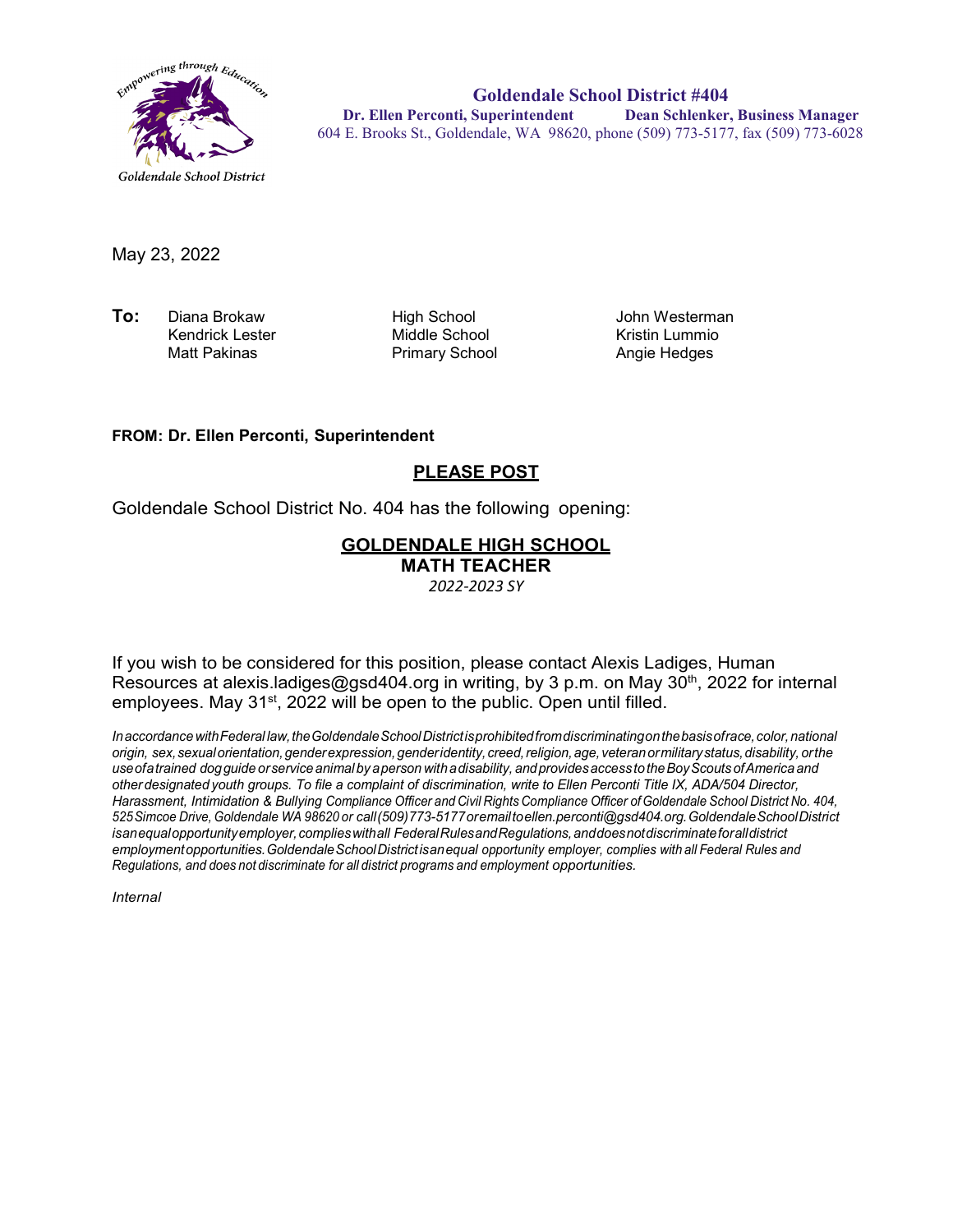Goldendale School District

**Goldendale School District #404**
**Dr. Ellen Perconti, Superintendent** **Dean Schlenker, Business Manager**
604 E. Brooks St., Goldendale, WA 98620, phone (509) 773-5177, fax (509) 773-6028

May 23, 2022

| **To:** | | | |
|---|---|---|---|
| | Diana Brokaw | High School | John Westerman |
| | Kendrick Lester | Middle School | Kristin Lummio |
| | Matt Pakinas | Primary School | Angie Hedges |

**FROM: Dr. Ellen Perconti, Superintendent**

**PLEASE POST**

Goldendale School District No. 404 has the following opening:

**GOLDENDALE HIGH SCHOOL**
**MATH TEACHER**
*2022-2023 SY*

If you wish to be considered for this position, please contact Alexis Ladiges, Human Resources at alexis.ladiges@gsd404.org in writing, by 3 p.m. on May 30th, 2022 for internal employees. May 31st, 2022 will be open to the public. Open until filled.

*In accordance with Federal law, the Goldendale School District is prohibited from discriminating on the basis of race, color, national origin, sex, sexual orientation, gender expression, gender identity, creed, religion, age, veteran or military status, disability, or the use of a trained dog guide or service animal by a person with a disability, and provides access to the Boy Scouts of America and other designated youth groups. To file a complaint of discrimination, write to Ellen Perconti Title IX, ADA/504 Director, Harassment, Intimidation & Bullying Compliance Officer and Civil Rights Compliance Officer of Goldendale School District No. 404, 525 Simcoe Drive, Goldendale WA 98620 or call (509) 773-5177 or email to ellen.perconti@gsd404.org. Goldendale School District is an equal opportunity employer, complies with all Federal Rules and Regulations, and does not discriminate for all district employment opportunities. Goldendale School District is an equal opportunity employer, complies with all Federal Rules and Regulations, and does not discriminate for all district programs and employment opportunities.*

*Internal*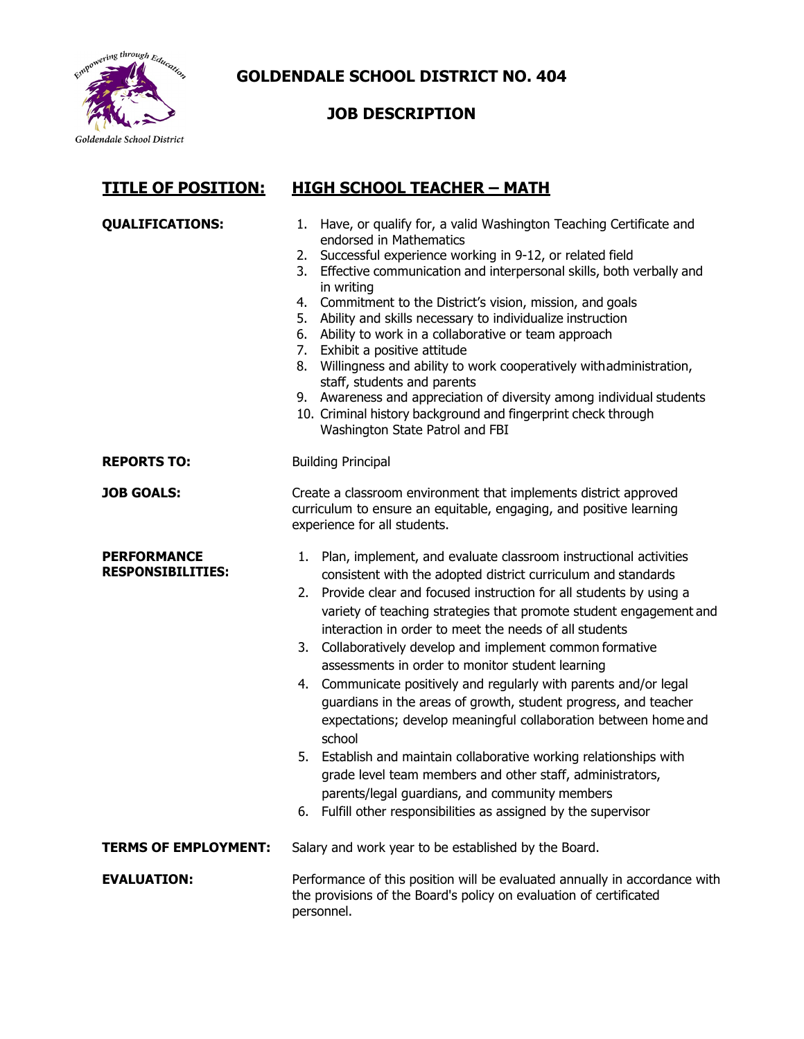# GOLDENDALE SCHOOL DISTRICT NO. 404

## JOB DESCRIPTION

| | |
|---|---|
| **TITLE OF POSITION:** | **HIGH SCHOOL TEACHER – MATH** |

**QUALIFICATIONS:**

1. Have, or qualify for, a valid Washington Teaching Certificate and endorsed in Mathematics
2. Successful experience working in 9-12, or related field
3. Effective communication and interpersonal skills, both verbally and in writing
4. Commitment to the District's vision, mission, and goals
5. Ability and skills necessary to individualize instruction
6. Ability to work in a collaborative or team approach
7. Exhibit a positive attitude
8. Willingness and ability to work cooperatively withadministration, staff, students and parents
9. Awareness and appreciation of diversity among individual students
10. Criminal history background and fingerprint check through Washington State Patrol and FBI

**REPORTS TO:** Building Principal

**JOB GOALS:** Create a classroom environment that implements district approved curriculum to ensure an equitable, engaging, and positive learning experience for all students.

**PERFORMANCE RESPONSIBILITIES:**

1. Plan, implement, and evaluate classroom instructional activities consistent with the adopted district curriculum and standards
2. Provide clear and focused instruction for all students by using a variety of teaching strategies that promote student engagement and interaction in order to meet the needs of all students
3. Collaboratively develop and implement common formative assessments in order to monitor student learning
4. Communicate positively and regularly with parents and/or legal guardians in the areas of growth, student progress, and teacher expectations; develop meaningful collaboration between home and school
5. Establish and maintain collaborative working relationships with grade level team members and other staff, administrators, parents/legal guardians, and community members
6. Fulfill other responsibilities as assigned by the supervisor

**TERMS OF EMPLOYMENT:** Salary and work year to be established by the Board.

**EVALUATION:** Performance of this position will be evaluated annually in accordance with the provisions of the Board's policy on evaluation of certificated personnel.